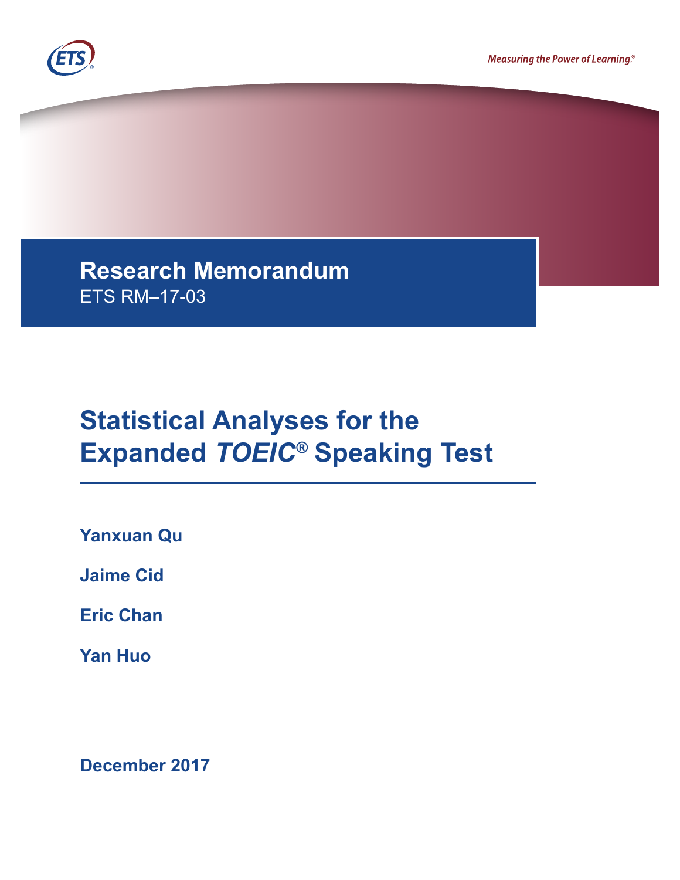Measuring the Power of Learning.®

# Research Memorandum

ETS RM–17-03

# Statistical Analyses for the Expanded *TOEIC®* Speaking Test

**Yanxuan Qu**

**Jaime Cid**

**Eric Chan**

**Yan Huo**

**December 2017**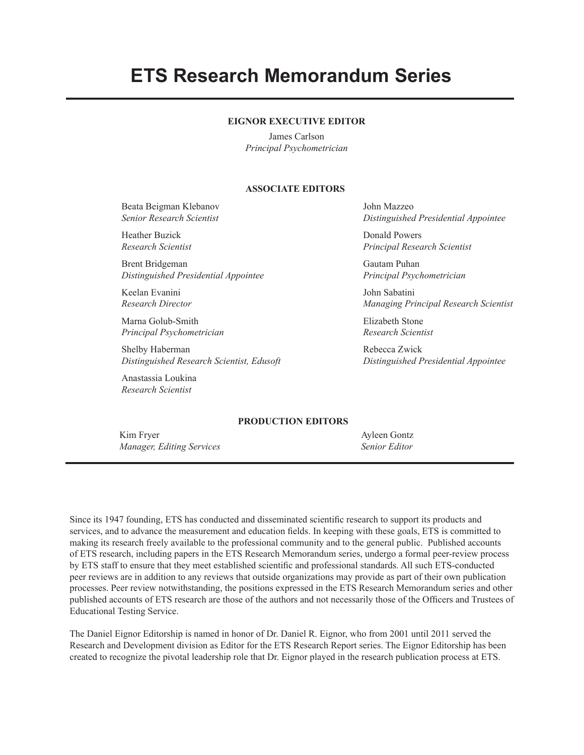# ETS Research Memorandum Series

**EIGNOR EXECUTIVE EDITOR**

James Carlson
*Principal Psychometrician*

**ASSOCIATE EDITORS**

Beata Beigman Klebanov
*Senior Research Scientist*

Heather Buzick
*Research Scientist*

Brent Bridgeman
*Distinguished Presidential Appointee*

Keelan Evanini
*Research Director*

Marna Golub-Smith
*Principal Psychometrician*

Shelby Haberman
*Distinguished Research Scientist, Edusoft*

Anastassia Loukina
*Research Scientist*

John Mazzeo
*Distinguished Presidential Appointee*

Donald Powers
*Principal Research Scientist*

Gautam Puhan
*Principal Psychometrician*

John Sabatini
*Managing Principal Research Scientist*

Elizabeth Stone
*Research Scientist*

Rebecca Zwick
*Distinguished Presidential Appointee*

**PRODUCTION EDITORS**

Kim Fryer
*Manager, Editing Services*

Ayleen Gontz
*Senior Editor*

Since its 1947 founding, ETS has conducted and disseminated scientific research to support its products and services, and to advance the measurement and education fields. In keeping with these goals, ETS is committed to making its research freely available to the professional community and to the general public. Published accounts of ETS research, including papers in the ETS Research Memorandum series, undergo a formal peer-review process by ETS staff to ensure that they meet established scientific and professional standards. All such ETS-conducted peer reviews are in addition to any reviews that outside organizations may provide as part of their own publication processes. Peer review notwithstanding, the positions expressed in the ETS Research Memorandum series and other published accounts of ETS research are those of the authors and not necessarily those of the Officers and Trustees of Educational Testing Service.

The Daniel Eignor Editorship is named in honor of Dr. Daniel R. Eignor, who from 2001 until 2011 served the Research and Development division as Editor for the ETS Research Report series. The Eignor Editorship has been created to recognize the pivotal leadership role that Dr. Eignor played in the research publication process at ETS.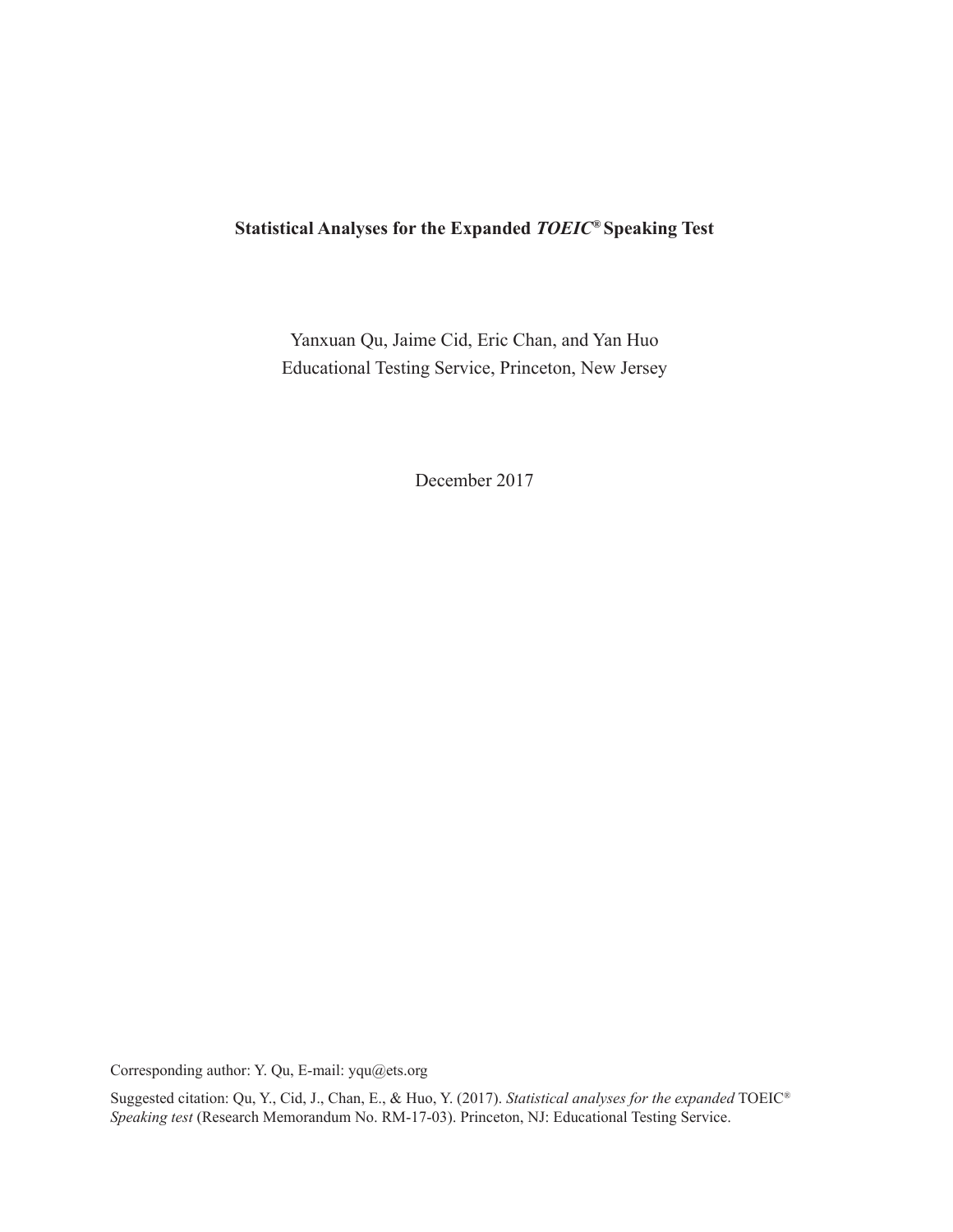# Statistical Analyses for the Expanded *TOEIC*® Speaking Test

Yanxuan Qu, Jaime Cid, Eric Chan, and Yan Huo
Educational Testing Service, Princeton, New Jersey

December 2017

Corresponding author: Y. Qu, E-mail: yqu@ets.org

Suggested citation: Qu, Y., Cid, J., Chan, E., & Huo, Y. (2017). *Statistical analyses for the expanded* TOEIC® *Speaking test* (Research Memorandum No. RM-17-03). Princeton, NJ: Educational Testing Service.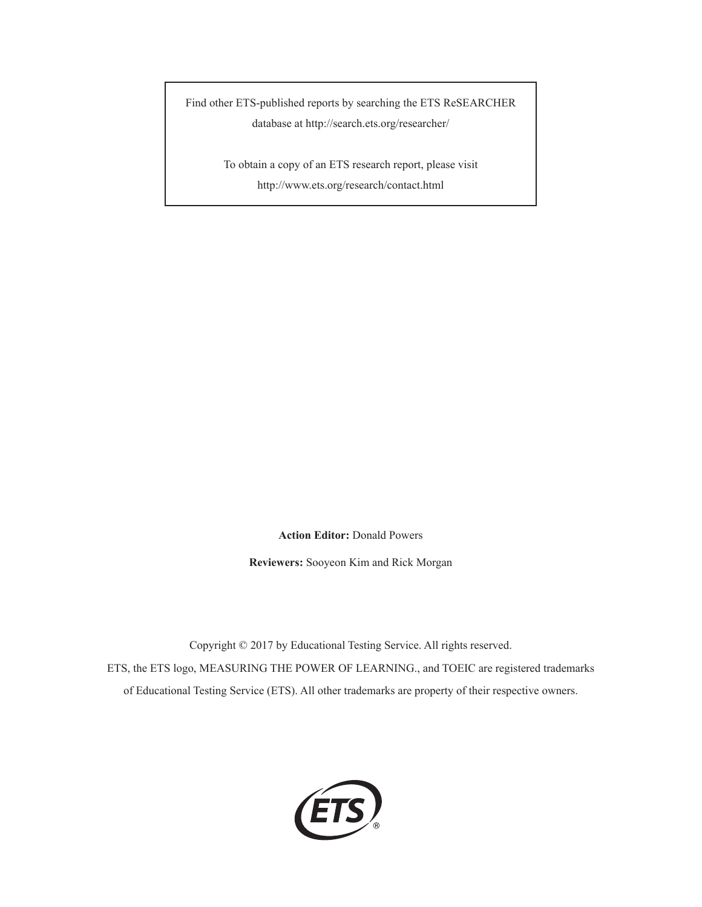Find other ETS-published reports by searching the ETS ReSEARCHER database at http://search.ets.org/researcher/

To obtain a copy of an ETS research report, please visit http://www.ets.org/research/contact.html

**Action Editor:** Donald Powers

**Reviewers:** Sooyeon Kim and Rick Morgan

Copyright © 2017 by Educational Testing Service. All rights reserved.

ETS, the ETS logo, MEASURING THE POWER OF LEARNING., and TOEIC are registered trademarks of Educational Testing Service (ETS). All other trademarks are property of their respective owners.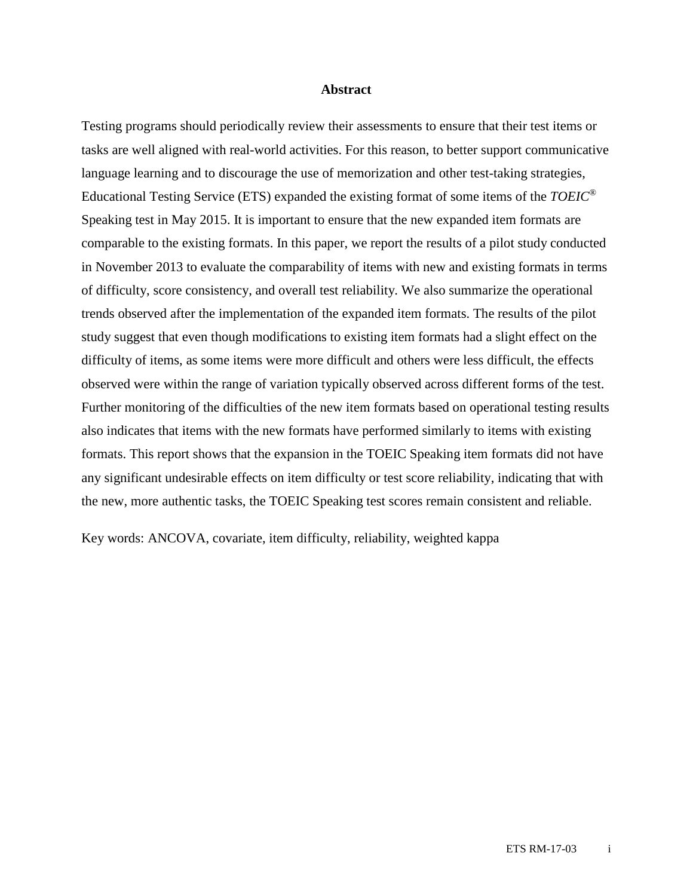## Abstract

Testing programs should periodically review their assessments to ensure that their test items or tasks are well aligned with real-world activities. For this reason, to better support communicative language learning and to discourage the use of memorization and other test-taking strategies, Educational Testing Service (ETS) expanded the existing format of some items of the *TOEIC*® Speaking test in May 2015. It is important to ensure that the new expanded item formats are comparable to the existing formats. In this paper, we report the results of a pilot study conducted in November 2013 to evaluate the comparability of items with new and existing formats in terms of difficulty, score consistency, and overall test reliability. We also summarize the operational trends observed after the implementation of the expanded item formats. The results of the pilot study suggest that even though modifications to existing item formats had a slight effect on the difficulty of items, as some items were more difficult and others were less difficult, the effects observed were within the range of variation typically observed across different forms of the test. Further monitoring of the difficulties of the new item formats based on operational testing results also indicates that items with the new formats have performed similarly to items with existing formats. This report shows that the expansion in the TOEIC Speaking item formats did not have any significant undesirable effects on item difficulty or test score reliability, indicating that with the new, more authentic tasks, the TOEIC Speaking test scores remain consistent and reliable.

Key words: ANCOVA, covariate, item difficulty, reliability, weighted kappa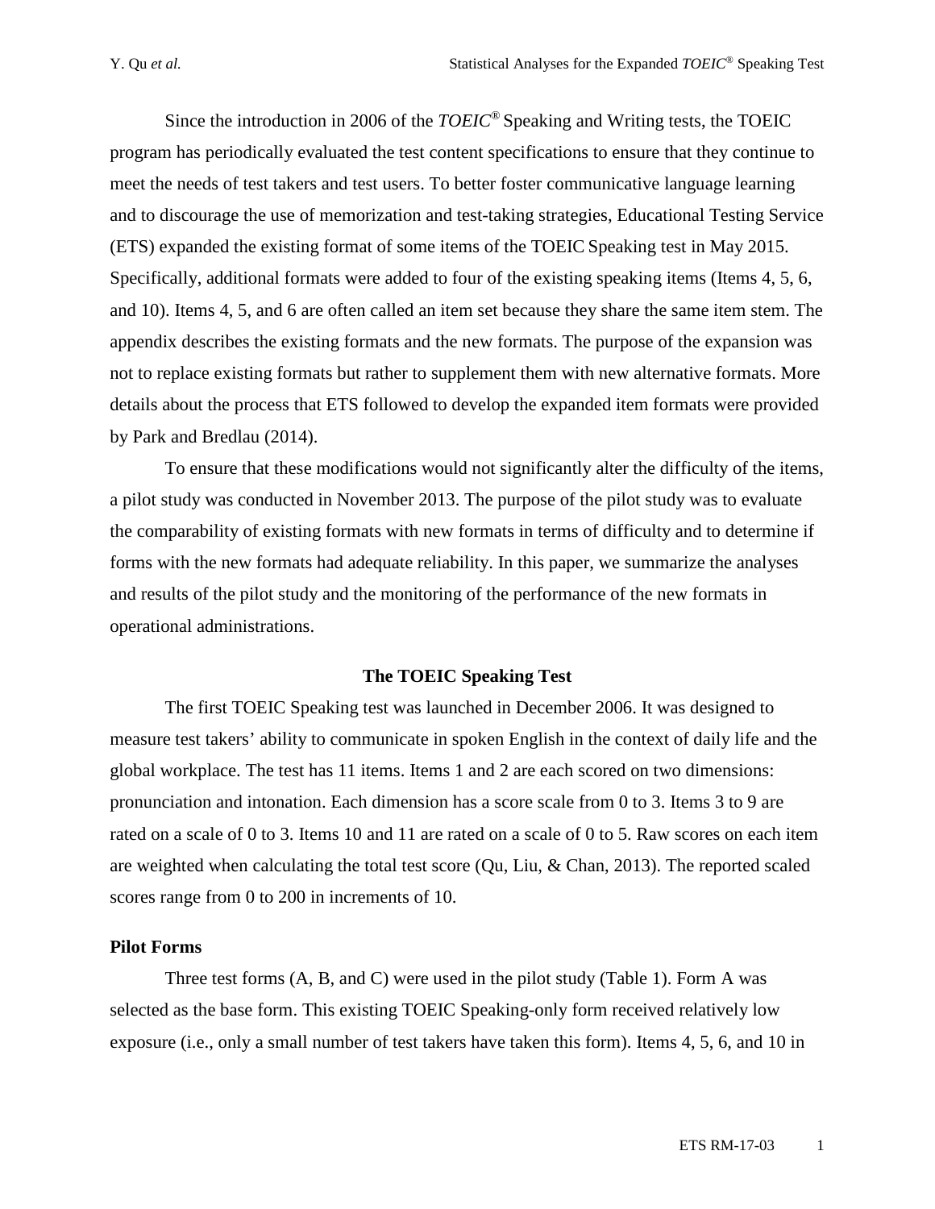Since the introduction in 2006 of the *TOEIC*® Speaking and Writing tests, the TOEIC program has periodically evaluated the test content specifications to ensure that they continue to meet the needs of test takers and test users. To better foster communicative language learning and to discourage the use of memorization and test-taking strategies, Educational Testing Service (ETS) expanded the existing format of some items of the TOEIC Speaking test in May 2015. Specifically, additional formats were added to four of the existing speaking items (Items 4, 5, 6, and 10). Items 4, 5, and 6 are often called an item set because they share the same item stem. The appendix describes the existing formats and the new formats. The purpose of the expansion was not to replace existing formats but rather to supplement them with new alternative formats. More details about the process that ETS followed to develop the expanded item formats were provided by Park and Bredlau (2014).

To ensure that these modifications would not significantly alter the difficulty of the items, a pilot study was conducted in November 2013. The purpose of the pilot study was to evaluate the comparability of existing formats with new formats in terms of difficulty and to determine if forms with the new formats had adequate reliability. In this paper, we summarize the analyses and results of the pilot study and the monitoring of the performance of the new formats in operational administrations.

## The TOEIC Speaking Test

The first TOEIC Speaking test was launched in December 2006. It was designed to measure test takers' ability to communicate in spoken English in the context of daily life and the global workplace. The test has 11 items. Items 1 and 2 are each scored on two dimensions: pronunciation and intonation. Each dimension has a score scale from 0 to 3. Items 3 to 9 are rated on a scale of 0 to 3. Items 10 and 11 are rated on a scale of 0 to 5. Raw scores on each item are weighted when calculating the total test score (Qu, Liu, & Chan, 2013). The reported scaled scores range from 0 to 200 in increments of 10.

### Pilot Forms

Three test forms (A, B, and C) were used in the pilot study (Table 1). Form A was selected as the base form. This existing TOEIC Speaking-only form received relatively low exposure (i.e., only a small number of test takers have taken this form). Items 4, 5, 6, and 10 in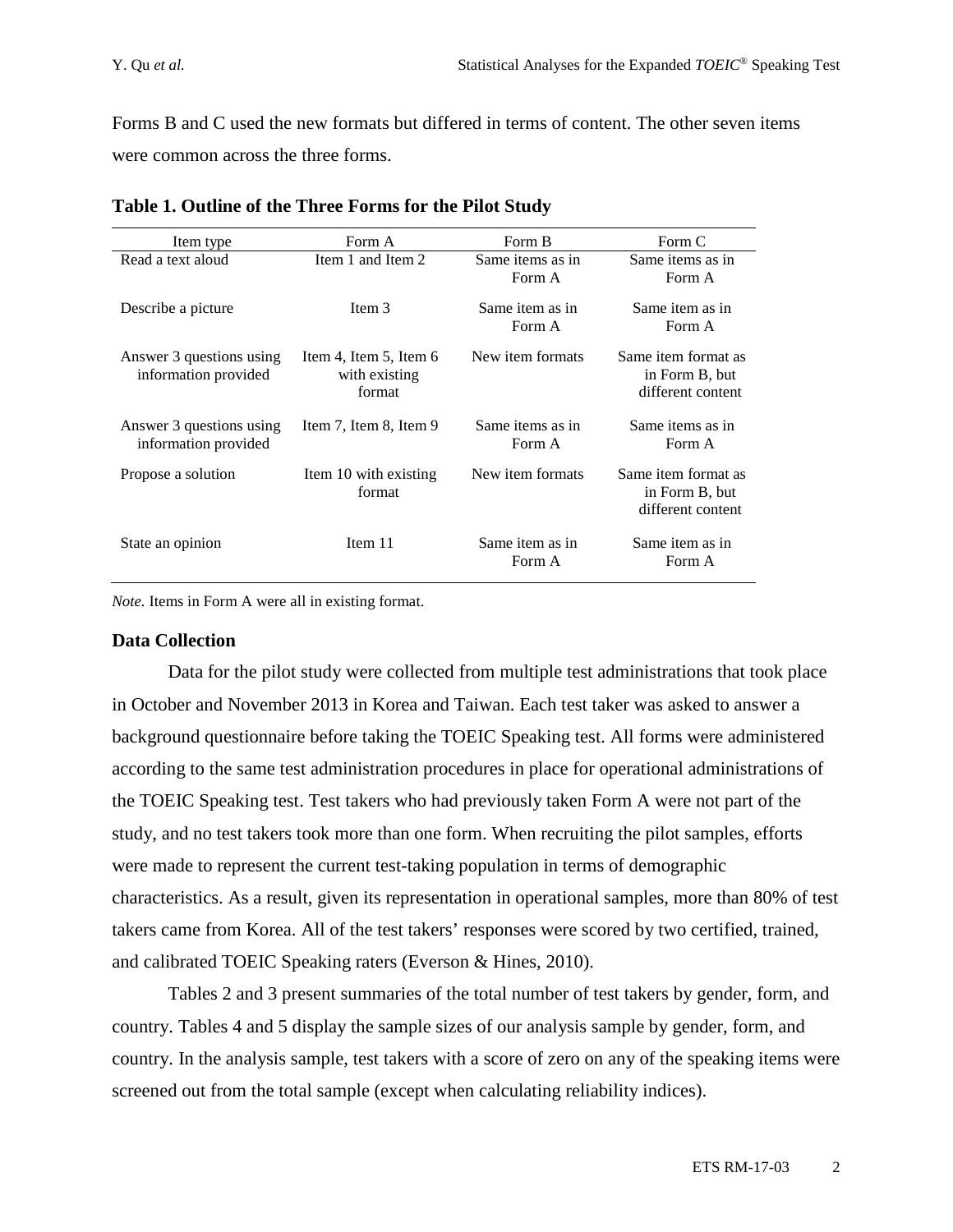Forms B and C used the new formats but differed in terms of content. The other seven items were common across the three forms.

**Table 1. Outline of the Three Forms for the Pilot Study**

| Item type | Form A | Form B | Form C |
|---|---|---|---|
| Read a text aloud | Item 1 and Item 2 | Same items as in Form A | Same items as in Form A |
| Describe a picture | Item 3 | Same item as in Form A | Same item as in Form A |
| Answer 3 questions using information provided | Item 4, Item 5, Item 6 with existing format | New item formats | Same item format as in Form B, but different content |
| Answer 3 questions using information provided | Item 7, Item 8, Item 9 | Same items as in Form A | Same items as in Form A |
| Propose a solution | Item 10 with existing format | New item formats | Same item format as in Form B, but different content |
| State an opinion | Item 11 | Same item as in Form A | Same item as in Form A |

*Note.* Items in Form A were all in existing format.

### Data Collection

Data for the pilot study were collected from multiple test administrations that took place in October and November 2013 in Korea and Taiwan. Each test taker was asked to answer a background questionnaire before taking the TOEIC Speaking test. All forms were administered according to the same test administration procedures in place for operational administrations of the TOEIC Speaking test. Test takers who had previously taken Form A were not part of the study, and no test takers took more than one form. When recruiting the pilot samples, efforts were made to represent the current test-taking population in terms of demographic characteristics. As a result, given its representation in operational samples, more than 80% of test takers came from Korea. All of the test takers' responses were scored by two certified, trained, and calibrated TOEIC Speaking raters (Everson & Hines, 2010).

Tables 2 and 3 present summaries of the total number of test takers by gender, form, and country. Tables 4 and 5 display the sample sizes of our analysis sample by gender, form, and country. In the analysis sample, test takers with a score of zero on any of the speaking items were screened out from the total sample (except when calculating reliability indices).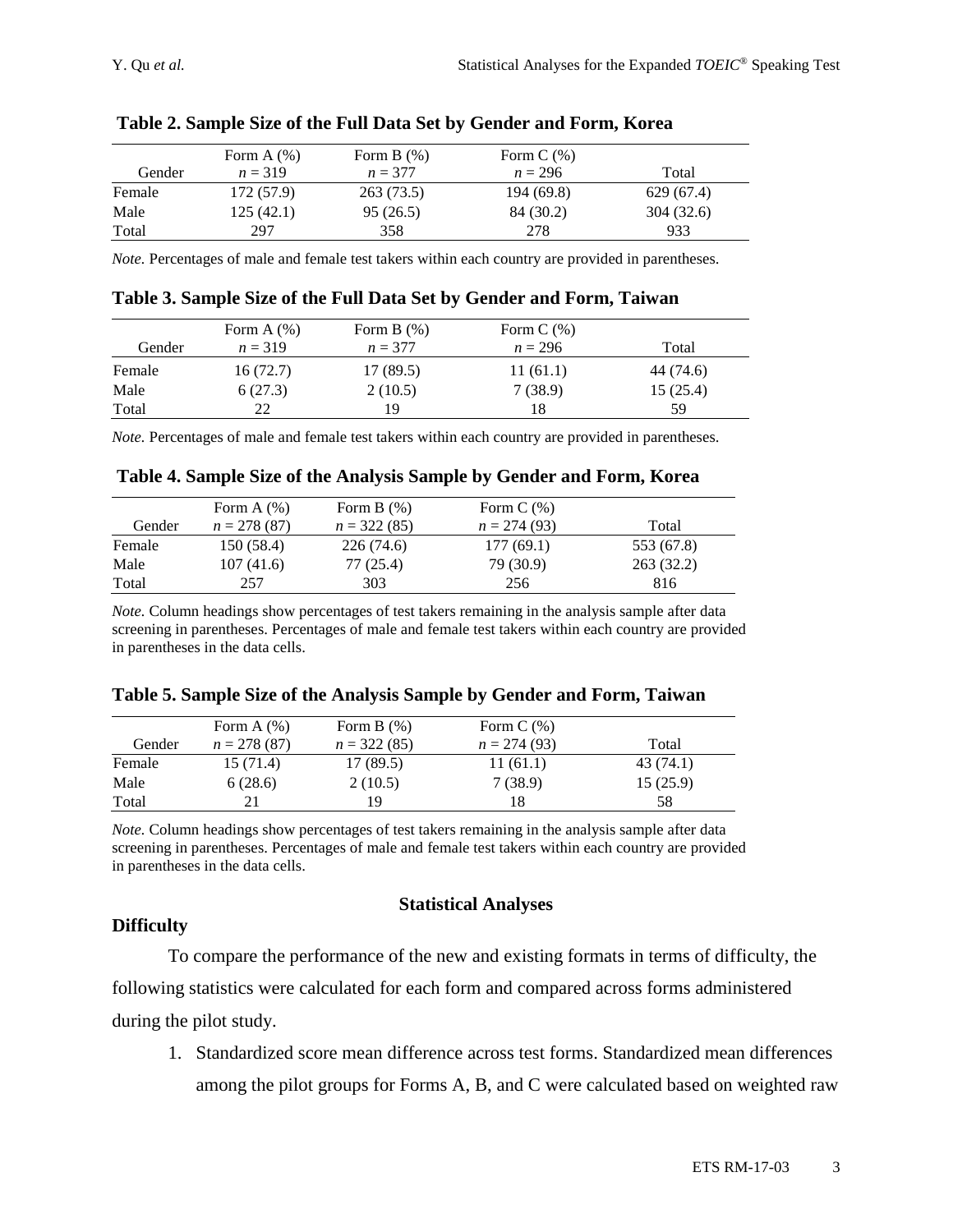**Table 2. Sample Size of the Full Data Set by Gender and Form, Korea**

| Gender | Form A (%) $n$ = 319 | Form B (%) $n$ = 377 | Form C (%) $n$ = 296 | Total |
|---|---|---|---|---|
| Female | 172 (57.9) | 263 (73.5) | 194 (69.8) | 629 (67.4) |
| Male | 125 (42.1) | 95 (26.5) | 84 (30.2) | 304 (32.6) |
| Total | 297 | 358 | 278 | 933 |

*Note.* Percentages of male and female test takers within each country are provided in parentheses.

**Table 3. Sample Size of the Full Data Set by Gender and Form, Taiwan**

| Gender | Form A (%) $n$ = 319 | Form B (%) $n$ = 377 | Form C (%) $n$ = 296 | Total |
|---|---|---|---|---|
| Female | 16 (72.7) | 17 (89.5) | 11 (61.1) | 44 (74.6) |
| Male | 6 (27.3) | 2 (10.5) | 7 (38.9) | 15 (25.4) |
| Total | 22 | 19 | 18 | 59 |

*Note.* Percentages of male and female test takers within each country are provided in parentheses.

**Table 4. Sample Size of the Analysis Sample by Gender and Form, Korea**

| Gender | Form A (%) $n$ = 278 (87) | Form B (%) $n$ = 322 (85) | Form C (%) $n$ = 274 (93) | Total |
|---|---|---|---|---|
| Female | 150 (58.4) | 226 (74.6) | 177 (69.1) | 553 (67.8) |
| Male | 107 (41.6) | 77 (25.4) | 79 (30.9) | 263 (32.2) |
| Total | 257 | 303 | 256 | 816 |

*Note.* Column headings show percentages of test takers remaining in the analysis sample after data screening in parentheses. Percentages of male and female test takers within each country are provided in parentheses in the data cells.

**Table 5. Sample Size of the Analysis Sample by Gender and Form, Taiwan**

| Gender | Form A (%) $n$ = 278 (87) | Form B (%) $n$ = 322 (85) | Form C (%) $n$ = 274 (93) | Total |
|---|---|---|---|---|
| Female | 15 (71.4) | 17 (89.5) | 11 (61.1) | 43 (74.1) |
| Male | 6 (28.6) | 2 (10.5) | 7 (38.9) | 15 (25.9) |
| Total | 21 | 19 | 18 | 58 |

*Note.* Column headings show percentages of test takers remaining in the analysis sample after data screening in parentheses. Percentages of male and female test takers within each country are provided in parentheses in the data cells.

## Statistical Analyses

### Difficulty

To compare the performance of the new and existing formats in terms of difficulty, the following statistics were calculated for each form and compared across forms administered during the pilot study.

1. Standardized score mean difference across test forms. Standardized mean differences among the pilot groups for Forms A, B, and C were calculated based on weighted raw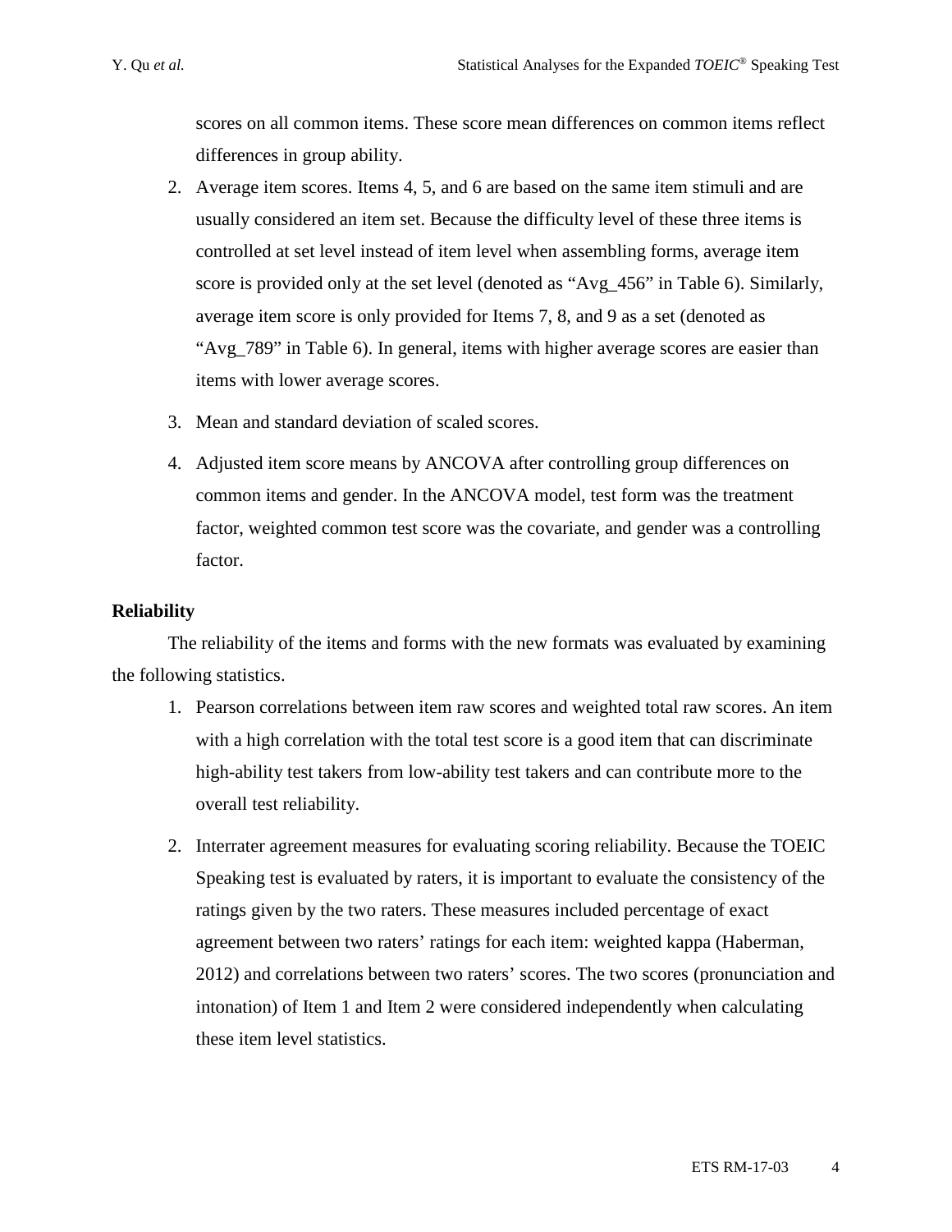scores on all common items. These score mean differences on common items reflect differences in group ability.

2. Average item scores. Items 4, 5, and 6 are based on the same item stimuli and are usually considered an item set. Because the difficulty level of these three items is controlled at set level instead of item level when assembling forms, average item score is provided only at the set level (denoted as "Avg_456" in Table 6). Similarly, average item score is only provided for Items 7, 8, and 9 as a set (denoted as "Avg_789" in Table 6). In general, items with higher average scores are easier than items with lower average scores.

3. Mean and standard deviation of scaled scores.

4. Adjusted item score means by ANCOVA after controlling group differences on common items and gender. In the ANCOVA model, test form was the treatment factor, weighted common test score was the covariate, and gender was a controlling factor.

**Reliability**

The reliability of the items and forms with the new formats was evaluated by examining the following statistics.

1. Pearson correlations between item raw scores and weighted total raw scores. An item with a high correlation with the total test score is a good item that can discriminate high-ability test takers from low-ability test takers and can contribute more to the overall test reliability.

2. Interrater agreement measures for evaluating scoring reliability. Because the TOEIC Speaking test is evaluated by raters, it is important to evaluate the consistency of the ratings given by the two raters. These measures included percentage of exact agreement between two raters' ratings for each item: weighted kappa (Haberman, 2012) and correlations between two raters' scores. The two scores (pronunciation and intonation) of Item 1 and Item 2 were considered independently when calculating these item level statistics.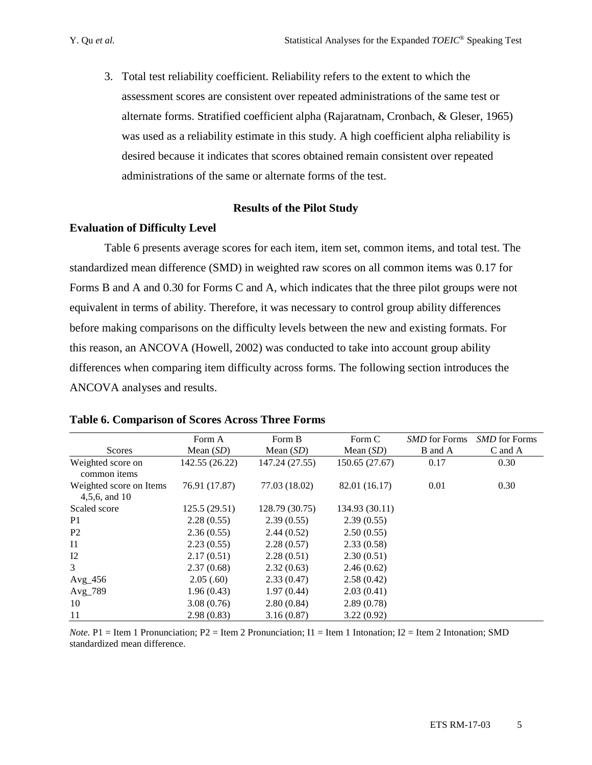3. Total test reliability coefficient. Reliability refers to the extent to which the assessment scores are consistent over repeated administrations of the same test or alternate forms. Stratified coefficient alpha (Rajaratnam, Cronbach, & Gleser, 1965) was used as a reliability estimate in this study. A high coefficient alpha reliability is desired because it indicates that scores obtained remain consistent over repeated administrations of the same or alternate forms of the test.

## Results of the Pilot Study

### Evaluation of Difficulty Level

Table 6 presents average scores for each item, item set, common items, and total test. The standardized mean difference (SMD) in weighted raw scores on all common items was 0.17 for Forms B and A and 0.30 for Forms C and A, which indicates that the three pilot groups were not equivalent in terms of ability. Therefore, it was necessary to control group ability differences before making comparisons on the difficulty levels between the new and existing formats. For this reason, an ANCOVA (Howell, 2002) was conducted to take into account group ability differences when comparing item difficulty across forms. The following section introduces the ANCOVA analyses and results.

**Table 6. Comparison of Scores Across Three Forms**

| Scores | Form A Mean (*SD*) | Form B Mean (*SD*) | Form C Mean (*SD*) | *SMD* for Forms B and A | *SMD* for Forms C and A |
|---|---|---|---|---|---|
| Weighted score on common items | 142.55 (26.22) | 147.24 (27.55) | 150.65 (27.67) | 0.17 | 0.30 |
| Weighted score on Items 4,5,6, and 10 | 76.91 (17.87) | 77.03 (18.02) | 82.01 (16.17) | 0.01 | 0.30 |
| Scaled score | 125.5 (29.51) | 128.79 (30.75) | 134.93 (30.11) | | |
| P1 | 2.28 (0.55) | 2.39 (0.55) | 2.39 (0.55) | | |
| P2 | 2.36 (0.55) | 2.44 (0.52) | 2.50 (0.55) | | |
| I1 | 2.23 (0.55) | 2.28 (0.57) | 2.33 (0.58) | | |
| I2 | 2.17 (0.51) | 2.28 (0.51) | 2.30 (0.51) | | |
| 3 | 2.37 (0.68) | 2.32 (0.63) | 2.46 (0.62) | | |
| Avg_456 | 2.05 (.60) | 2.33 (0.47) | 2.58 (0.42) | | |
| Avg_789 | 1.96 (0.43) | 1.97 (0.44) | 2.03 (0.41) | | |
| 10 | 3.08 (0.76) | 2.80 (0.84) | 2.89 (0.78) | | |
| 11 | 2.98 (0.83) | 3.16 (0.87) | 3.22 (0.92) | | |

*Note.* P1 = Item 1 Pronunciation; P2 = Item 2 Pronunciation; I1 = Item 1 Intonation; I2 = Item 2 Intonation; SMD standardized mean difference.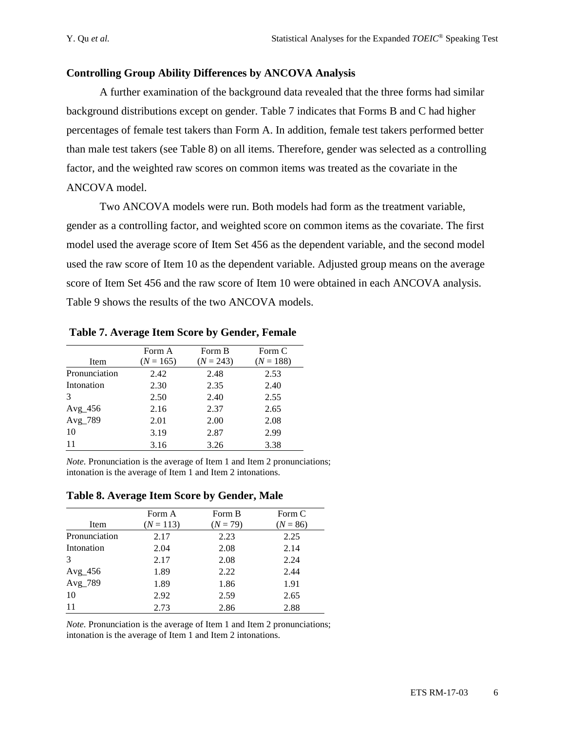### Controlling Group Ability Differences by ANCOVA Analysis

A further examination of the background data revealed that the three forms had similar background distributions except on gender. Table 7 indicates that Forms B and C had higher percentages of female test takers than Form A. In addition, female test takers performed better than male test takers (see Table 8) on all items. Therefore, gender was selected as a controlling factor, and the weighted raw scores on common items was treated as the covariate in the ANCOVA model.

Two ANCOVA models were run. Both models had form as the treatment variable, gender as a controlling factor, and weighted score on common items as the covariate. The first model used the average score of Item Set 456 as the dependent variable, and the second model used the raw score of Item 10 as the dependent variable. Adjusted group means on the average score of Item Set 456 and the raw score of Item 10 were obtained in each ANCOVA analysis. Table 9 shows the results of the two ANCOVA models.

**Table 7. Average Item Score by Gender, Female**

| Item | Form A ($N$ = 165) | Form B ($N$ = 243) | Form C ($N$ = 188) |
|---|---|---|---|
| Pronunciation | 2.42 | 2.48 | 2.53 |
| Intonation | 2.30 | 2.35 | 2.40 |
| 3 | 2.50 | 2.40 | 2.55 |
| Avg_456 | 2.16 | 2.37 | 2.65 |
| Avg_789 | 2.01 | 2.00 | 2.08 |
| 10 | 3.19 | 2.87 | 2.99 |
| 11 | 3.16 | 3.26 | 3.38 |

*Note.* Pronunciation is the average of Item 1 and Item 2 pronunciations; intonation is the average of Item 1 and Item 2 intonations.

**Table 8. Average Item Score by Gender, Male**

| Item | Form A ($N$ = 113) | Form B ($N$ = 79) | Form C ($N$ = 86) |
|---|---|---|---|
| Pronunciation | 2.17 | 2.23 | 2.25 |
| Intonation | 2.04 | 2.08 | 2.14 |
| 3 | 2.17 | 2.08 | 2.24 |
| Avg_456 | 1.89 | 2.22 | 2.44 |
| Avg_789 | 1.89 | 1.86 | 1.91 |
| 10 | 2.92 | 2.59 | 2.65 |
| 11 | 2.73 | 2.86 | 2.88 |

*Note.* Pronunciation is the average of Item 1 and Item 2 pronunciations; intonation is the average of Item 1 and Item 2 intonations.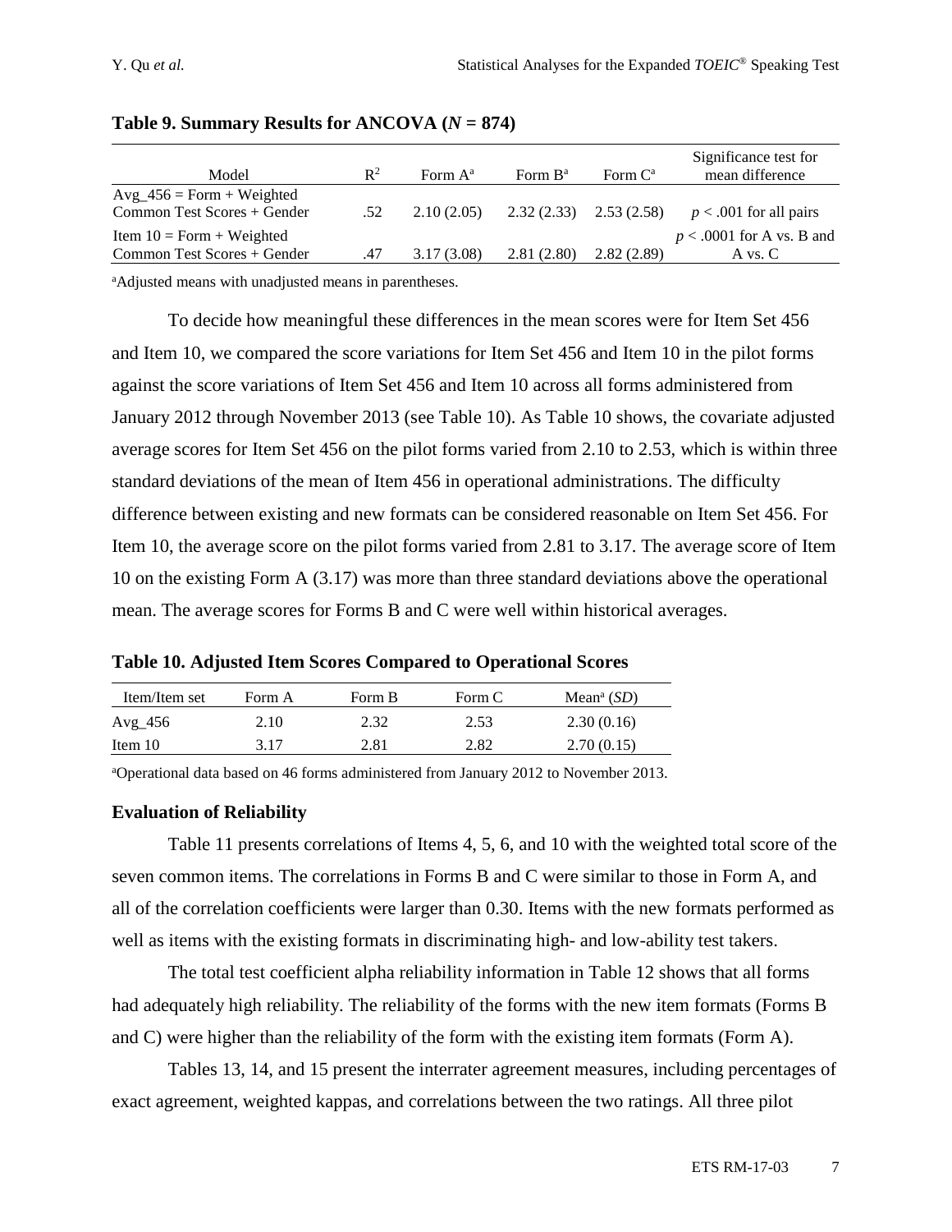**Table 9. Summary Results for ANCOVA ($N$ = 874)**

| Model | $R^2$ | Form A[a] | Form B[a] | Form C[a] | Significance test for mean difference |
|---|---|---|---|---|---|
| Avg_456 = Form + Weighted Common Test Scores + Gender | .52 | 2.10 (2.05) | 2.32 (2.33) | 2.53 (2.58) | $p < .001$ for all pairs |
| Item 10 = Form + Weighted Common Test Scores + Gender | .47 | 3.17 (3.08) | 2.81 (2.80) | 2.82 (2.89) | $p < .0001$ for A vs. B and A vs. C |

[a]Adjusted means with unadjusted means in parentheses.

To decide how meaningful these differences in the mean scores were for Item Set 456 and Item 10, we compared the score variations for Item Set 456 and Item 10 in the pilot forms against the score variations of Item Set 456 and Item 10 across all forms administered from January 2012 through November 2013 (see Table 10). As Table 10 shows, the covariate adjusted average scores for Item Set 456 on the pilot forms varied from 2.10 to 2.53, which is within three standard deviations of the mean of Item 456 in operational administrations. The difficulty difference between existing and new formats can be considered reasonable on Item Set 456. For Item 10, the average score on the pilot forms varied from 2.81 to 3.17. The average score of Item 10 on the existing Form A (3.17) was more than three standard deviations above the operational mean. The average scores for Forms B and C were well within historical averages.

**Table 10. Adjusted Item Scores Compared to Operational Scores**

| Item/Item set | Form A | Form B | Form C | Mean[a] (*SD*) |
|---|---|---|---|---|
| Avg_456 | 2.10 | 2.32 | 2.53 | 2.30 (0.16) |
| Item 10 | 3.17 | 2.81 | 2.82 | 2.70 (0.15) |

[a]Operational data based on 46 forms administered from January 2012 to November 2013.

### Evaluation of Reliability

Table 11 presents correlations of Items 4, 5, 6, and 10 with the weighted total score of the seven common items. The correlations in Forms B and C were similar to those in Form A, and all of the correlation coefficients were larger than 0.30. Items with the new formats performed as well as items with the existing formats in discriminating high- and low-ability test takers.

The total test coefficient alpha reliability information in Table 12 shows that all forms had adequately high reliability. The reliability of the forms with the new item formats (Forms B and C) were higher than the reliability of the form with the existing item formats (Form A).

Tables 13, 14, and 15 present the interrater agreement measures, including percentages of exact agreement, weighted kappas, and correlations between the two ratings. All three pilot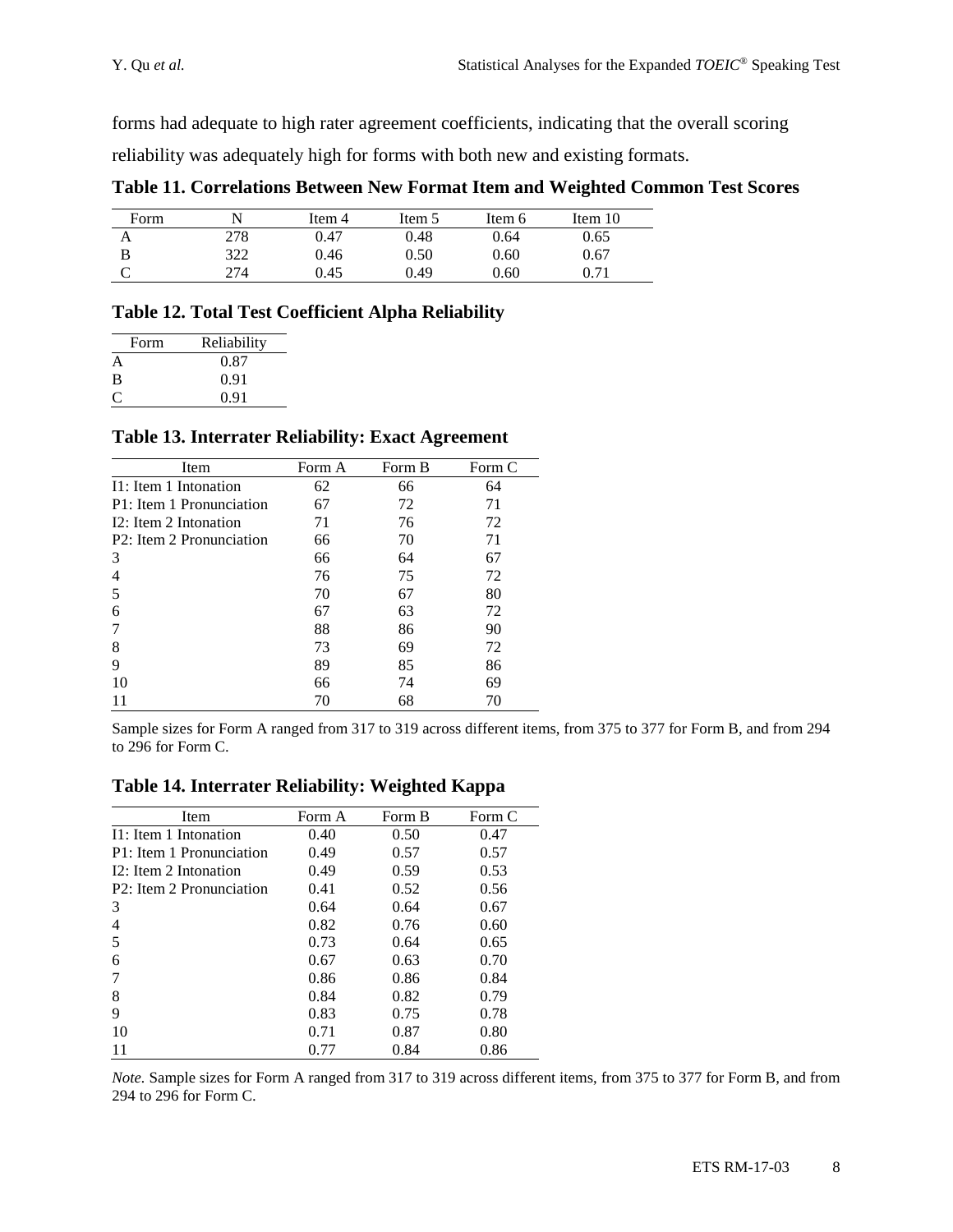forms had adequate to high rater agreement coefficients, indicating that the overall scoring reliability was adequately high for forms with both new and existing formats.

**Table 11. Correlations Between New Format Item and Weighted Common Test Scores**

| Form | N | Item 4 | Item 5 | Item 6 | Item 10 |
|---|---|---|---|---|---|
| A | 278 | 0.47 | 0.48 | 0.64 | 0.65 |
| B | 322 | 0.46 | 0.50 | 0.60 | 0.67 |
| C | 274 | 0.45 | 0.49 | 0.60 | 0.71 |

**Table 12. Total Test Coefficient Alpha Reliability**

| Form | Reliability |
|---|---|
| A | 0.87 |
| B | 0.91 |
| C | 0.91 |

**Table 13. Interrater Reliability: Exact Agreement**

| Item | Form A | Form B | Form C |
|---|---|---|---|
| I1: Item 1 Intonation | 62 | 66 | 64 |
| P1: Item 1 Pronunciation | 67 | 72 | 71 |
| I2: Item 2 Intonation | 71 | 76 | 72 |
| P2: Item 2 Pronunciation | 66 | 70 | 71 |
| 3 | 66 | 64 | 67 |
| 4 | 76 | 75 | 72 |
| 5 | 70 | 67 | 80 |
| 6 | 67 | 63 | 72 |
| 7 | 88 | 86 | 90 |
| 8 | 73 | 69 | 72 |
| 9 | 89 | 85 | 86 |
| 10 | 66 | 74 | 69 |
| 11 | 70 | 68 | 70 |

Sample sizes for Form A ranged from 317 to 319 across different items, from 375 to 377 for Form B, and from 294 to 296 for Form C.

**Table 14. Interrater Reliability: Weighted Kappa**

| Item | Form A | Form B | Form C |
|---|---|---|---|
| I1: Item 1 Intonation | 0.40 | 0.50 | 0.47 |
| P1: Item 1 Pronunciation | 0.49 | 0.57 | 0.57 |
| I2: Item 2 Intonation | 0.49 | 0.59 | 0.53 |
| P2: Item 2 Pronunciation | 0.41 | 0.52 | 0.56 |
| 3 | 0.64 | 0.64 | 0.67 |
| 4 | 0.82 | 0.76 | 0.60 |
| 5 | 0.73 | 0.64 | 0.65 |
| 6 | 0.67 | 0.63 | 0.70 |
| 7 | 0.86 | 0.86 | 0.84 |
| 8 | 0.84 | 0.82 | 0.79 |
| 9 | 0.83 | 0.75 | 0.78 |
| 10 | 0.71 | 0.87 | 0.80 |
| 11 | 0.77 | 0.84 | 0.86 |

*Note.* Sample sizes for Form A ranged from 317 to 319 across different items, from 375 to 377 for Form B, and from 294 to 296 for Form C.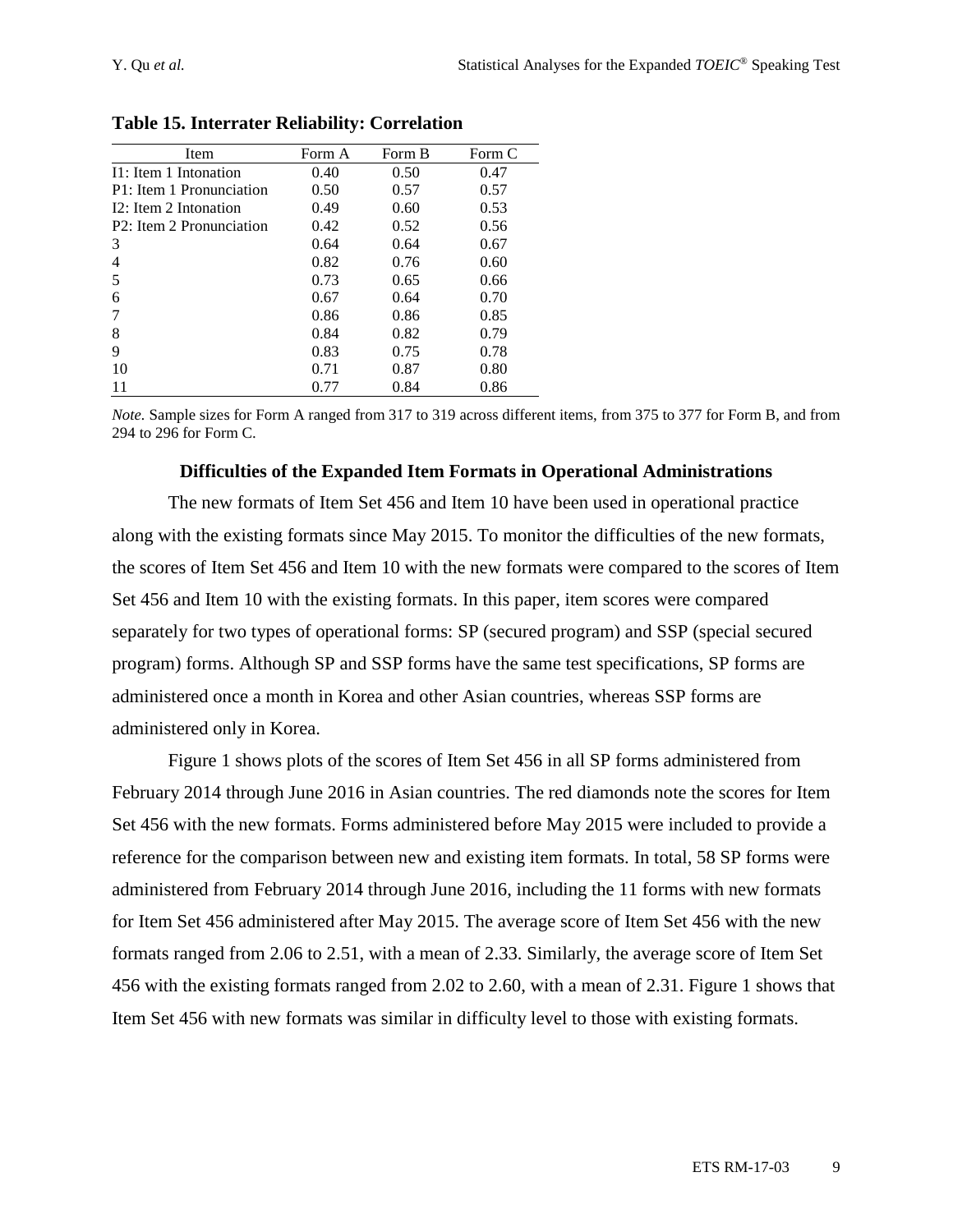**Table 15. Interrater Reliability: Correlation**

| Item | Form A | Form B | Form C |
|---|---|---|---|
| I1: Item 1 Intonation | 0.40 | 0.50 | 0.47 |
| P1: Item 1 Pronunciation | 0.50 | 0.57 | 0.57 |
| I2: Item 2 Intonation | 0.49 | 0.60 | 0.53 |
| P2: Item 2 Pronunciation | 0.42 | 0.52 | 0.56 |
| 3 | 0.64 | 0.64 | 0.67 |
| 4 | 0.82 | 0.76 | 0.60 |
| 5 | 0.73 | 0.65 | 0.66 |
| 6 | 0.67 | 0.64 | 0.70 |
| 7 | 0.86 | 0.86 | 0.85 |
| 8 | 0.84 | 0.82 | 0.79 |
| 9 | 0.83 | 0.75 | 0.78 |
| 10 | 0.71 | 0.87 | 0.80 |
| 11 | 0.77 | 0.84 | 0.86 |

*Note.* Sample sizes for Form A ranged from 317 to 319 across different items, from 375 to 377 for Form B, and from 294 to 296 for Form C.

### Difficulties of the Expanded Item Formats in Operational Administrations

The new formats of Item Set 456 and Item 10 have been used in operational practice along with the existing formats since May 2015. To monitor the difficulties of the new formats, the scores of Item Set 456 and Item 10 with the new formats were compared to the scores of Item Set 456 and Item 10 with the existing formats. In this paper, item scores were compared separately for two types of operational forms: SP (secured program) and SSP (special secured program) forms. Although SP and SSP forms have the same test specifications, SP forms are administered once a month in Korea and other Asian countries, whereas SSP forms are administered only in Korea.

Figure 1 shows plots of the scores of Item Set 456 in all SP forms administered from February 2014 through June 2016 in Asian countries. The red diamonds note the scores for Item Set 456 with the new formats. Forms administered before May 2015 were included to provide a reference for the comparison between new and existing item formats. In total, 58 SP forms were administered from February 2014 through June 2016, including the 11 forms with new formats for Item Set 456 administered after May 2015. The average score of Item Set 456 with the new formats ranged from 2.06 to 2.51, with a mean of 2.33. Similarly, the average score of Item Set 456 with the existing formats ranged from 2.02 to 2.60, with a mean of 2.31. Figure 1 shows that Item Set 456 with new formats was similar in difficulty level to those with existing formats.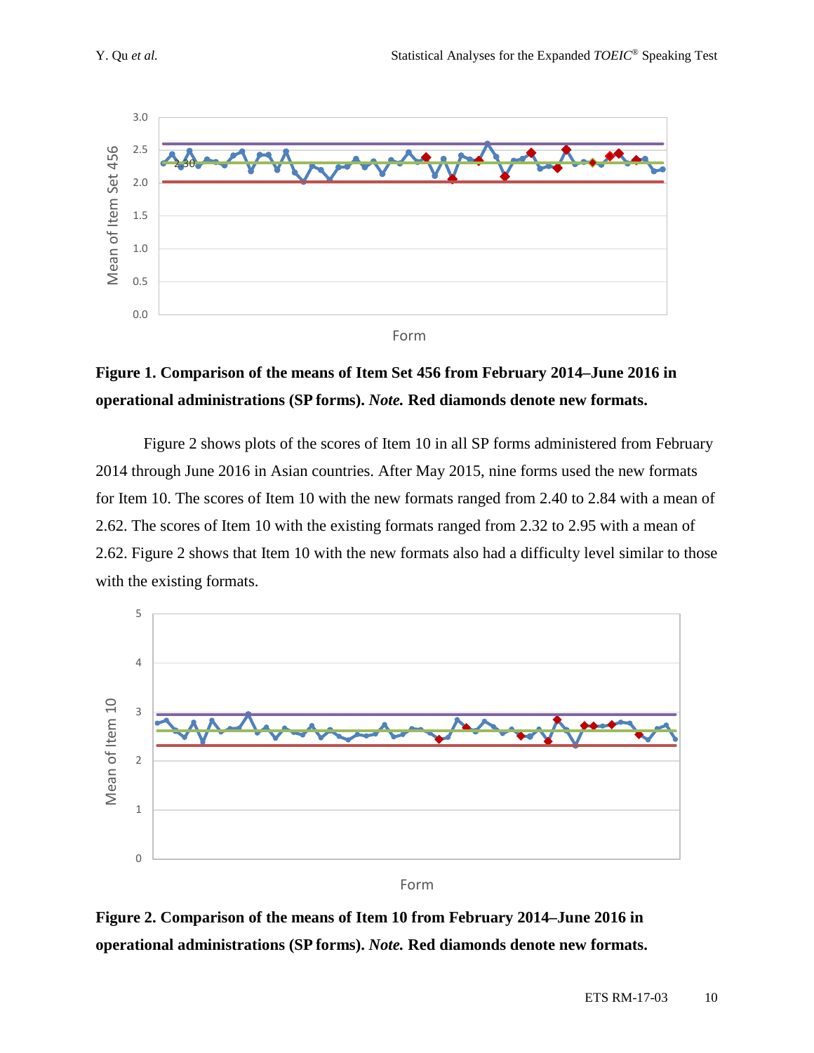**Figure 1. Comparison of the means of Item Set 456 from February 2014–June 2016 in operational administrations (SP forms).** ***Note.*** **Red diamonds denote new formats.**

Figure 2 shows plots of the scores of Item 10 in all SP forms administered from February 2014 through June 2016 in Asian countries. After May 2015, nine forms used the new formats for Item 10. The scores of Item 10 with the new formats ranged from 2.40 to 2.84 with a mean of 2.62. The scores of Item 10 with the existing formats ranged from 2.32 to 2.95 with a mean of 2.62. Figure 2 shows that Item 10 with the new formats also had a difficulty level similar to those with the existing formats.

**Figure 2. Comparison of the means of Item 10 from February 2014–June 2016 in operational administrations (SP forms).** ***Note.*** **Red diamonds denote new formats.**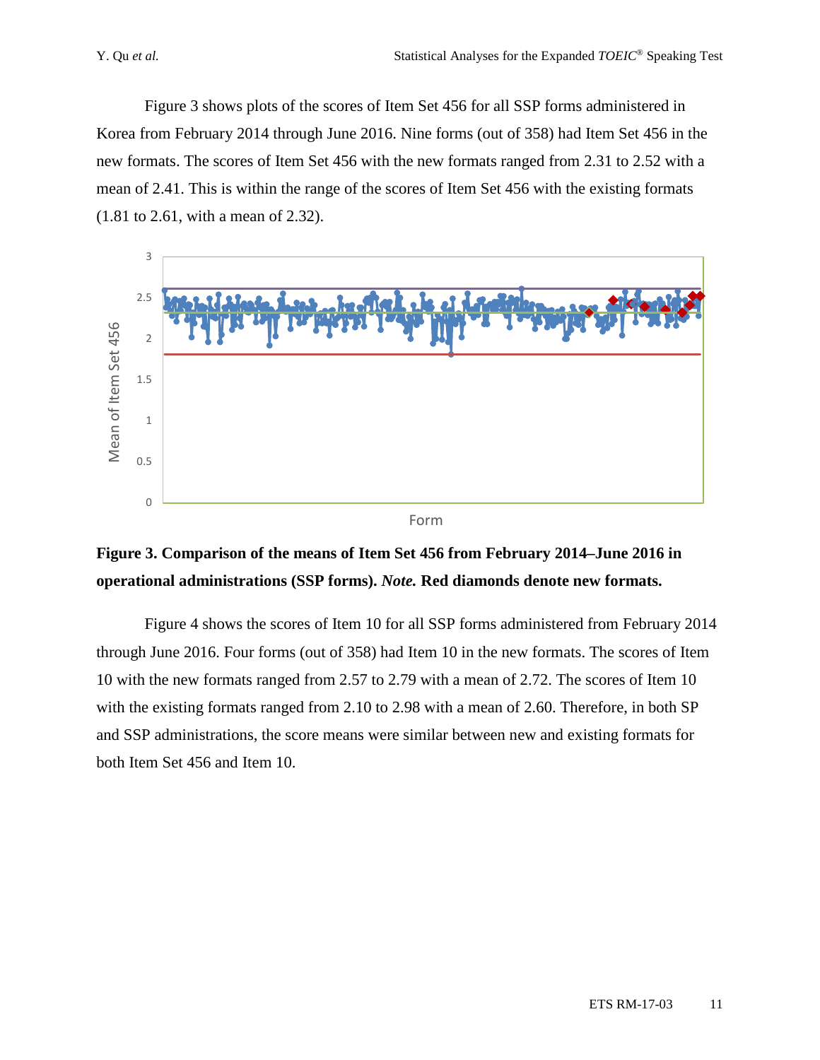Figure 3 shows plots of the scores of Item Set 456 for all SSP forms administered in Korea from February 2014 through June 2016. Nine forms (out of 358) had Item Set 456 in the new formats. The scores of Item Set 456 with the new formats ranged from 2.31 to 2.52 with a mean of 2.41. This is within the range of the scores of Item Set 456 with the existing formats (1.81 to 2.61, with a mean of 2.32).

**Figure 3. Comparison of the means of Item Set 456 from February 2014–June 2016 in operational administrations (SSP forms).** ***Note.*** **Red diamonds denote new formats.**

Figure 4 shows the scores of Item 10 for all SSP forms administered from February 2014 through June 2016. Four forms (out of 358) had Item 10 in the new formats. The scores of Item 10 with the new formats ranged from 2.57 to 2.79 with a mean of 2.72. The scores of Item 10 with the existing formats ranged from 2.10 to 2.98 with a mean of 2.60. Therefore, in both SP and SSP administrations, the score means were similar between new and existing formats for both Item Set 456 and Item 10.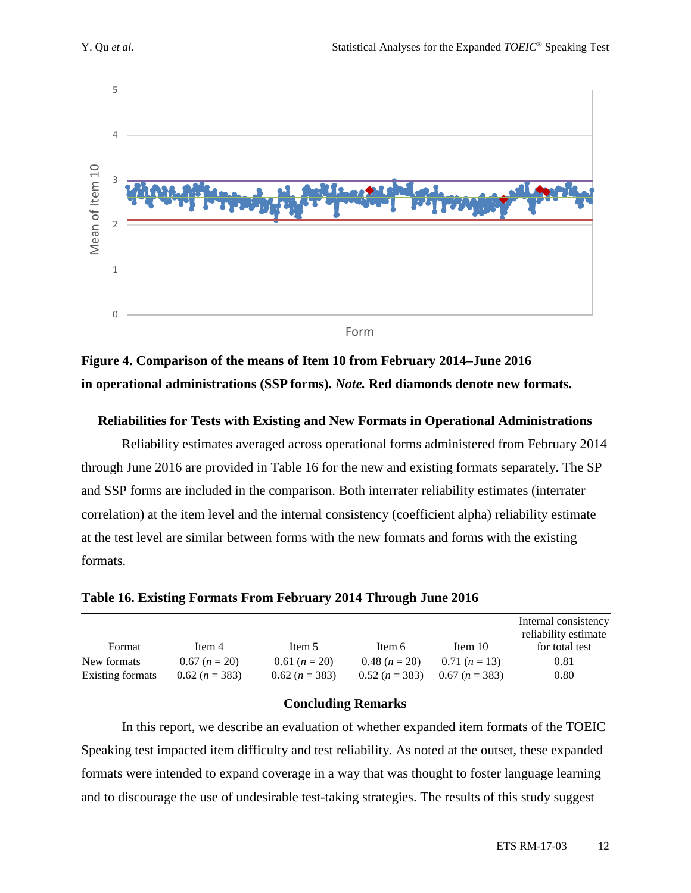Figure 4. **Comparison of the means of Item 10 from February 2014–June 2016 in operational administrations (SSP forms).** ***Note.*** **Red diamonds denote new formats.**

### Reliabilities for Tests with Existing and New Formats in Operational Administrations

Reliability estimates averaged across operational forms administered from February 2014 through June 2016 are provided in Table 16 for the new and existing formats separately. The SP and SSP forms are included in the comparison. Both interrater reliability estimates (interrater correlation) at the item level and the internal consistency (coefficient alpha) reliability estimate at the test level are similar between forms with the new formats and forms with the existing formats.

**Table 16. Existing Formats From February 2014 Through June 2016**

| Format | Item 4 | Item 5 | Item 6 | Item 10 | Internal consistency reliability estimate for total test |
|---|---|---|---|---|---|
| New formats | 0.67 ($n$ = 20) | 0.61 ($n$ = 20) | 0.48 ($n$ = 20) | 0.71 ($n$ = 13) | 0.81 |
| Existing formats | 0.62 ($n$ = 383) | 0.62 ($n$ = 383) | 0.52 ($n$ = 383) | 0.67 ($n$ = 383) | 0.80 |

## Concluding Remarks

In this report, we describe an evaluation of whether expanded item formats of the TOEIC Speaking test impacted item difficulty and test reliability. As noted at the outset, these expanded formats were intended to expand coverage in a way that was thought to foster language learning and to discourage the use of undesirable test-taking strategies. The results of this study suggest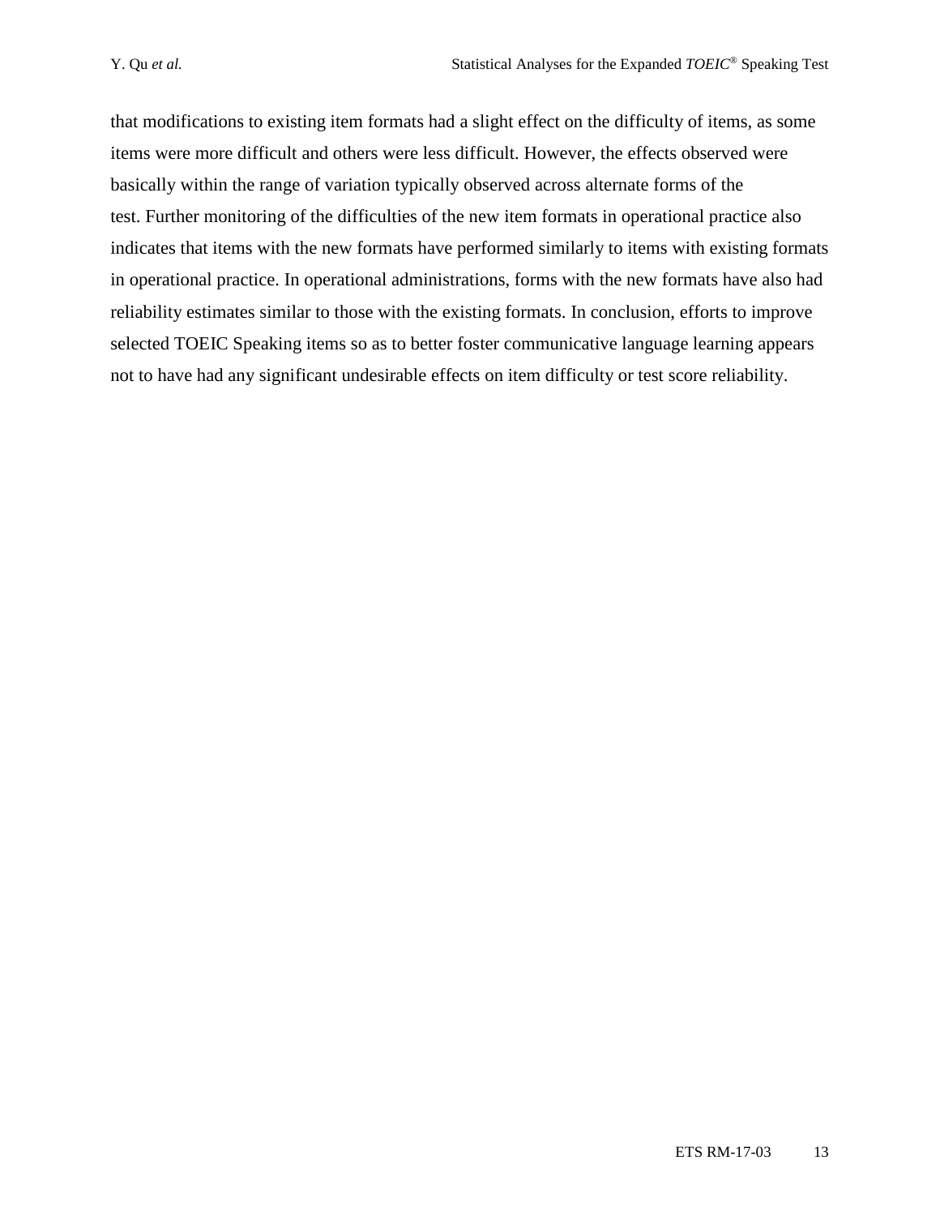that modifications to existing item formats had a slight effect on the difficulty of items, as some items were more difficult and others were less difficult. However, the effects observed were basically within the range of variation typically observed across alternate forms of the test. Further monitoring of the difficulties of the new item formats in operational practice also indicates that items with the new formats have performed similarly to items with existing formats in operational practice. In operational administrations, forms with the new formats have also had reliability estimates similar to those with the existing formats. In conclusion, efforts to improve selected TOEIC Speaking items so as to better foster communicative language learning appears not to have had any significant undesirable effects on item difficulty or test score reliability.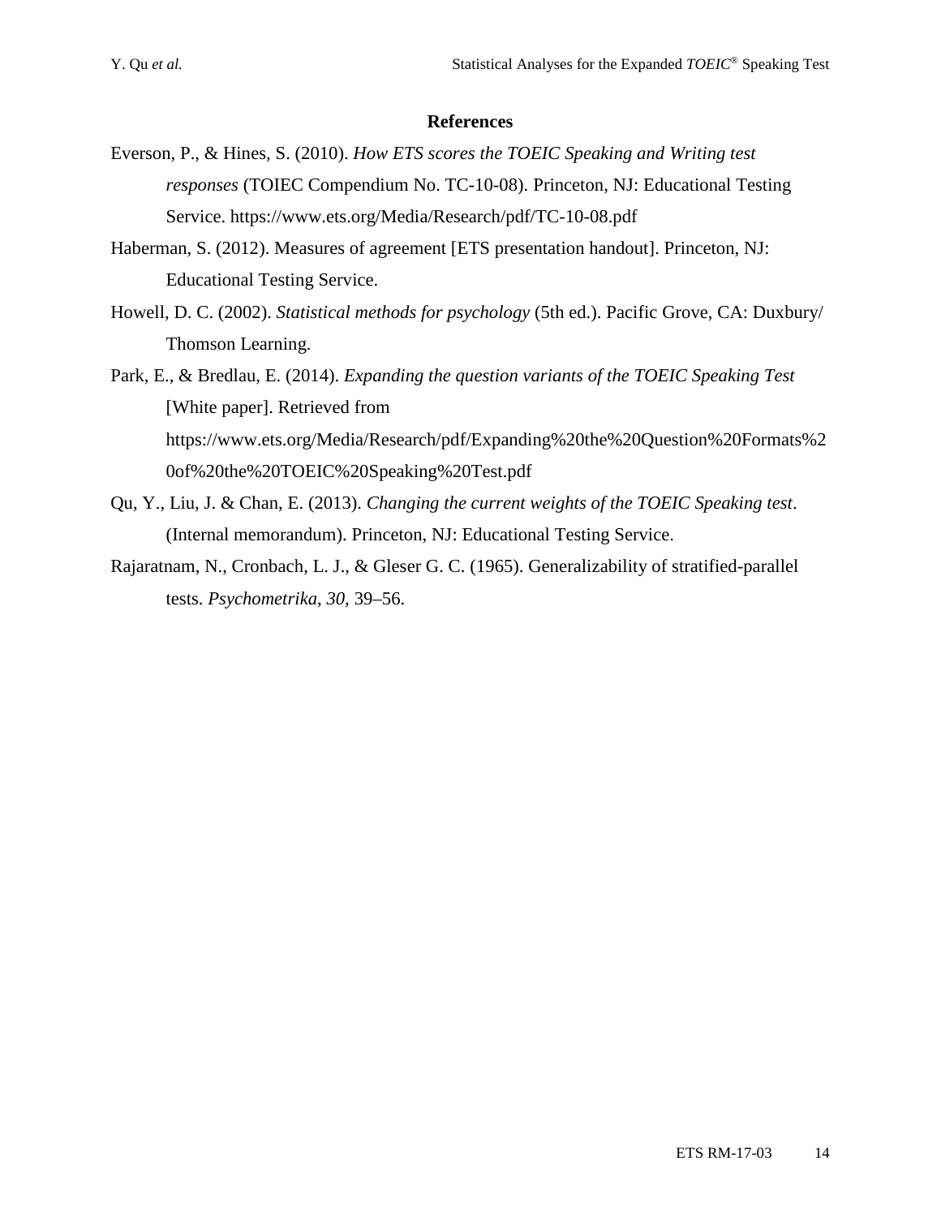## References

Everson, P., & Hines, S. (2010). *How ETS scores the TOEIC Speaking and Writing test responses* (TOIEC Compendium No. TC-10-08). Princeton, NJ: Educational Testing Service. https://www.ets.org/Media/Research/pdf/TC-10-08.pdf

Haberman, S. (2012). Measures of agreement [ETS presentation handout]. Princeton, NJ: Educational Testing Service.

Howell, D. C. (2002). *Statistical methods for psychology* (5th ed.). Pacific Grove, CA: Duxbury/ Thomson Learning.

Park, E., & Bredlau, E. (2014). *Expanding the question variants of the TOEIC Speaking Test* [White paper]. Retrieved from https://www.ets.org/Media/Research/pdf/Expanding%20the%20Question%20Formats%20of%20the%20TOEIC%20Speaking%20Test.pdf

Qu, Y., Liu, J. & Chan, E. (2013). *Changing the current weights of the TOEIC Speaking test*. (Internal memorandum). Princeton, NJ: Educational Testing Service.

Rajaratnam, N., Cronbach, L. J., & Gleser G. C. (1965). Generalizability of stratified-parallel tests. *Psychometrika*, *30*, 39–56.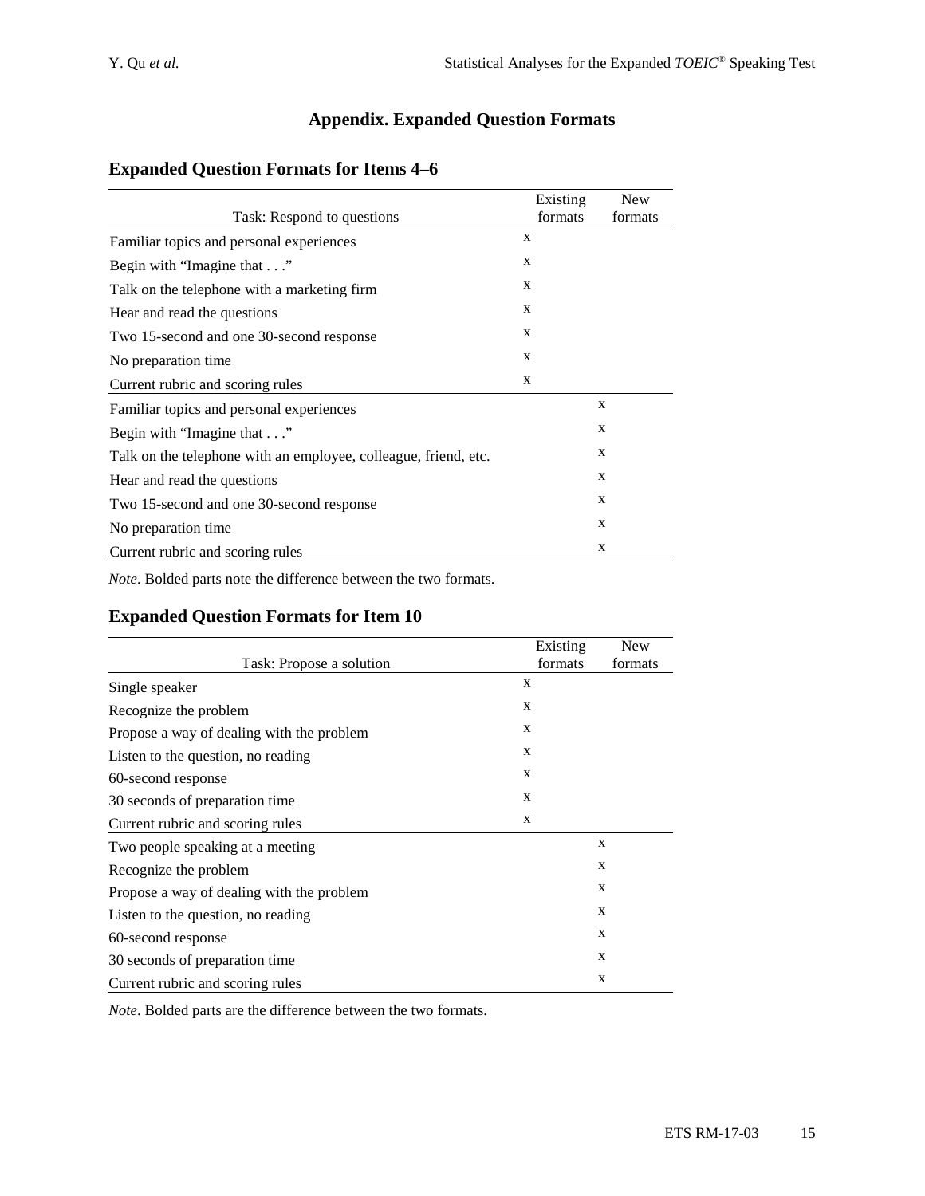# Appendix. Expanded Question Formats

## Expanded Question Formats for Items 4–6

| Task: Respond to questions | Existing formats | New formats |
| --- | --- | --- |
| Familiar topics and personal experiences | x | |
| Begin with “Imagine that . . .” | x | |
| Talk on the telephone with a marketing firm | x | |
| Hear and read the questions | x | |
| Two 15-second and one 30-second response | x | |
| No preparation time | x | |
| Current rubric and scoring rules | x | |
| Familiar topics and personal experiences | | x |
| Begin with “Imagine that . . .” | | x |
| Talk on the telephone with an employee, colleague, friend, etc. | | x |
| Hear and read the questions | | x |
| Two 15-second and one 30-second response | | x |
| No preparation time | | x |
| Current rubric and scoring rules | | x |

*Note*. Bolded parts note the difference between the two formats.

## Expanded Question Formats for Item 10

| Task: Propose a solution | Existing formats | New formats |
| --- | --- | --- |
| Single speaker | x | |
| Recognize the problem | x | |
| Propose a way of dealing with the problem | x | |
| Listen to the question, no reading | x | |
| 60-second response | x | |
| 30 seconds of preparation time | x | |
| Current rubric and scoring rules | x | |
| Two people speaking at a meeting | | x |
| Recognize the problem | | x |
| Propose a way of dealing with the problem | | x |
| Listen to the question, no reading | | x |
| 60-second response | | x |
| 30 seconds of preparation time | | x |
| Current rubric and scoring rules | | x |

*Note*. Bolded parts are the difference between the two formats.